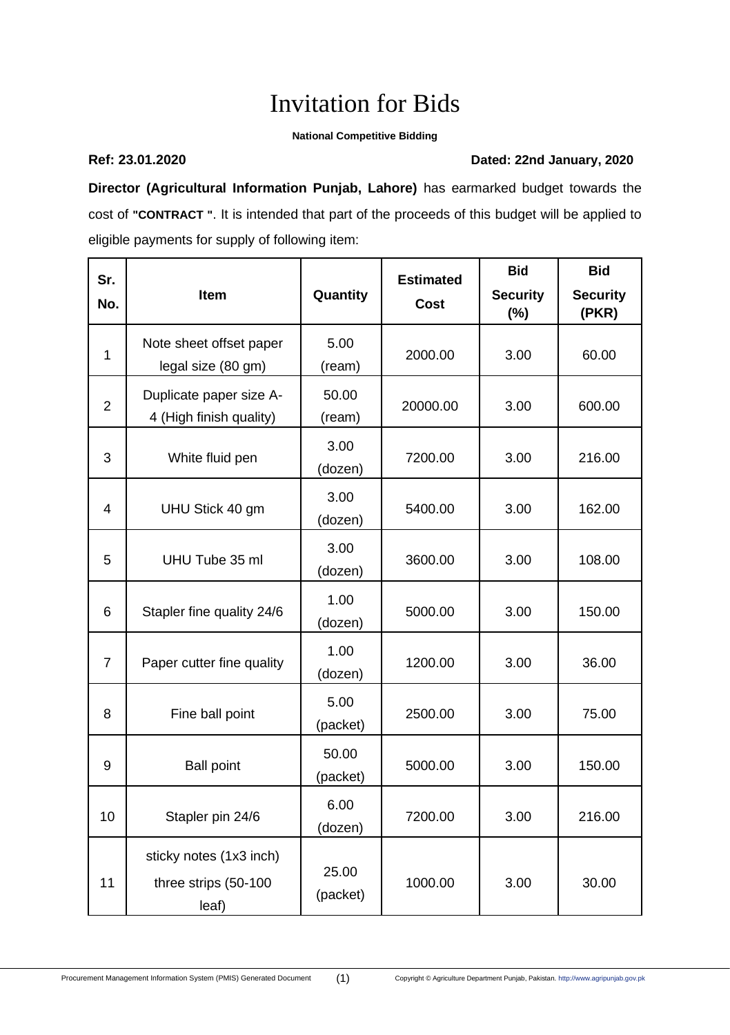# Invitation for Bids

**National Competitive Bidding**

**Ref: 23.01.2020** **Dated: 22nd January, 2020**

**Director (Agricultural Information Punjab, Lahore)** has earmarked budget towards the cost of **"CONTRACT "**. It is intended that part of the proceeds of this budget will be applied to eligible payments for supply of following item:

| Sr. No. | Item | Quantity | Estimated Cost | Bid Security (%) | Bid Security (PKR) |
|---|---|---|---|---|---|
| 1 | Note sheet offset paper legal size (80 gm) | 5.00 (ream) | 2000.00 | 3.00 | 60.00 |
| 2 | Duplicate paper size A-4 (High finish quality) | 50.00 (ream) | 20000.00 | 3.00 | 600.00 |
| 3 | White fluid pen | 3.00 (dozen) | 7200.00 | 3.00 | 216.00 |
| 4 | UHU Stick 40 gm | 3.00 (dozen) | 5400.00 | 3.00 | 162.00 |
| 5 | UHU Tube 35 ml | 3.00 (dozen) | 3600.00 | 3.00 | 108.00 |
| 6 | Stapler fine quality 24/6 | 1.00 (dozen) | 5000.00 | 3.00 | 150.00 |
| 7 | Paper cutter fine quality | 1.00 (dozen) | 1200.00 | 3.00 | 36.00 |
| 8 | Fine ball point | 5.00 (packet) | 2500.00 | 3.00 | 75.00 |
| 9 | Ball point | 50.00 (packet) | 5000.00 | 3.00 | 150.00 |
| 10 | Stapler pin 24/6 | 6.00 (dozen) | 7200.00 | 3.00 | 216.00 |
| 11 | sticky notes (1x3 inch) three strips (50-100 leaf) | 25.00 (packet) | 1000.00 | 3.00 | 30.00 |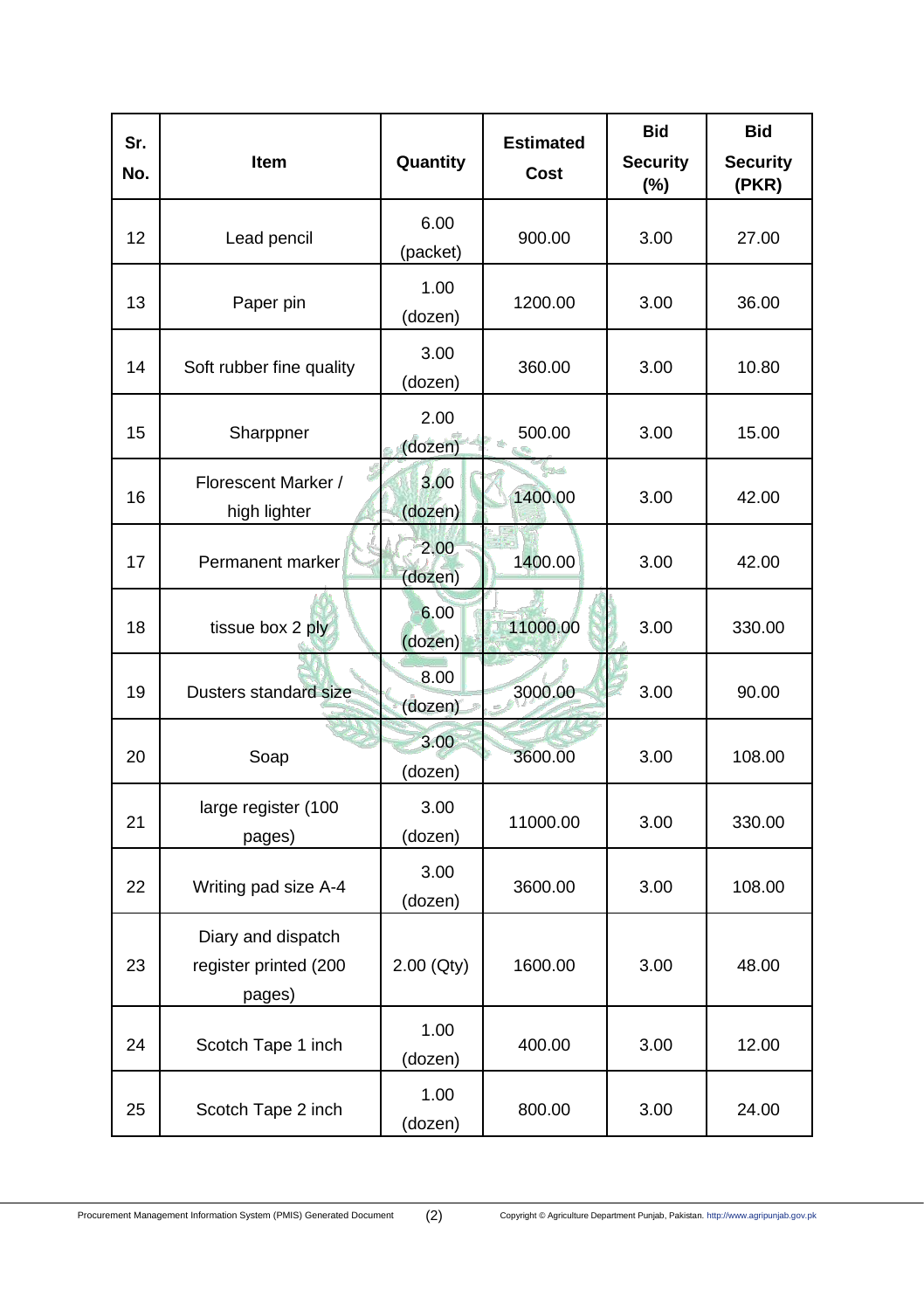| Sr. No. | Item | Quantity | Estimated Cost | Bid Security (%) | Bid Security (PKR) |
|---|---|---|---|---|---|
| 12 | Lead pencil | 6.00 (packet) | 900.00 | 3.00 | 27.00 |
| 13 | Paper pin | 1.00 (dozen) | 1200.00 | 3.00 | 36.00 |
| 14 | Soft rubber fine quality | 3.00 (dozen) | 360.00 | 3.00 | 10.80 |
| 15 | Sharppner | 2.00 (dozen) | 500.00 | 3.00 | 15.00 |
| 16 | Florescent Marker / high lighter | 3.00 (dozen) | 1400.00 | 3.00 | 42.00 |
| 17 | Permanent marker | 2.00 (dozen) | 1400.00 | 3.00 | 42.00 |
| 18 | tissue box 2 ply | 6.00 (dozen) | 11000.00 | 3.00 | 330.00 |
| 19 | Dusters standard size | 8.00 (dozen) | 3000.00 | 3.00 | 90.00 |
| 20 | Soap | 3.00 (dozen) | 3600.00 | 3.00 | 108.00 |
| 21 | large register (100 pages) | 3.00 (dozen) | 11000.00 | 3.00 | 330.00 |
| 22 | Writing pad size A-4 | 3.00 (dozen) | 3600.00 | 3.00 | 108.00 |
| 23 | Diary and dispatch register printed (200 pages) | 2.00 (Qty) | 1600.00 | 3.00 | 48.00 |
| 24 | Scotch Tape 1 inch | 1.00 (dozen) | 400.00 | 3.00 | 12.00 |
| 25 | Scotch Tape 2 inch | 1.00 (dozen) | 800.00 | 3.00 | 24.00 |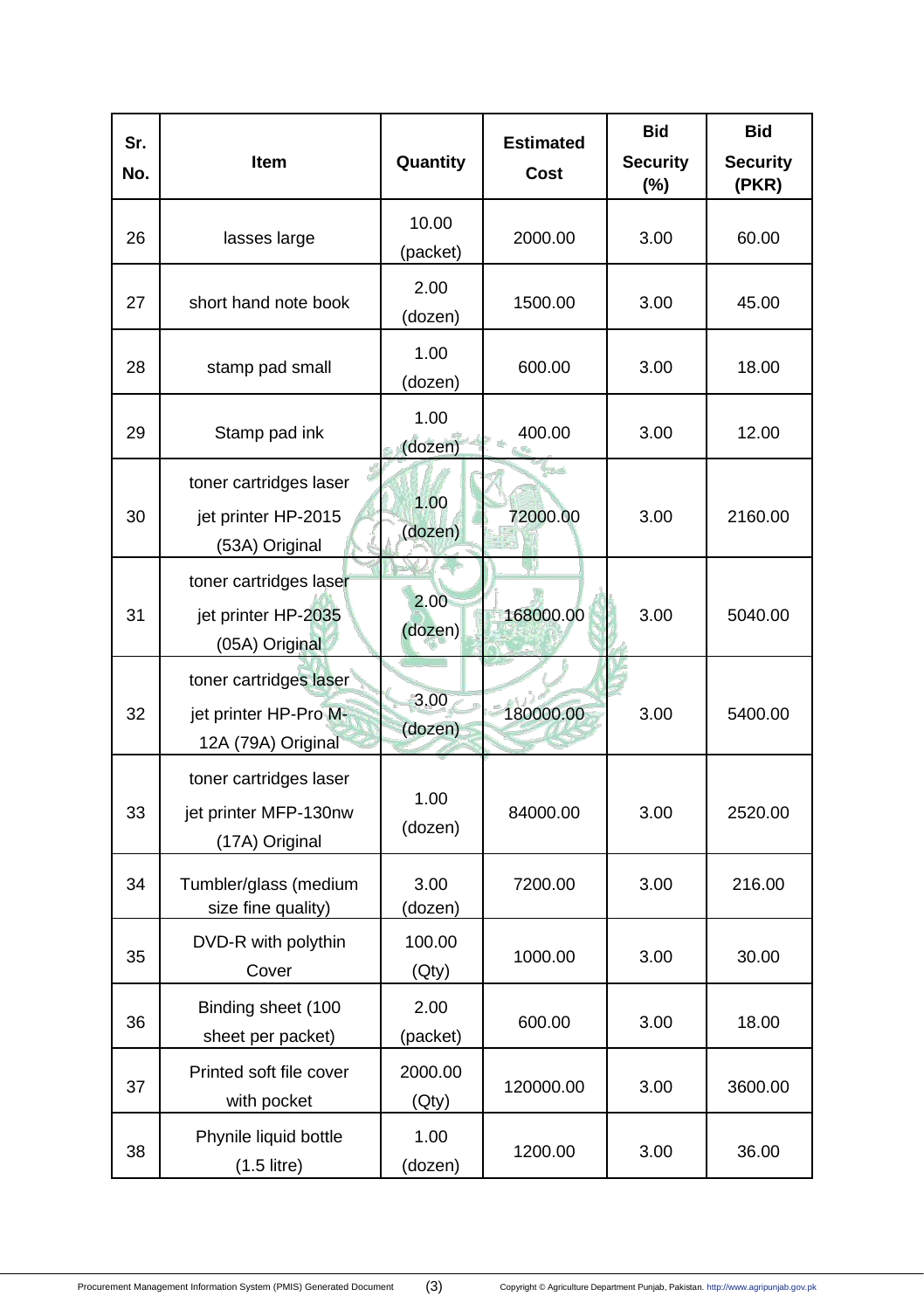| Sr. No. | Item | Quantity | Estimated Cost | Bid Security (%) | Bid Security (PKR) |
|---|---|---|---|---|---|
| 26 | lasses large | 10.00 (packet) | 2000.00 | 3.00 | 60.00 |
| 27 | short hand note book | 2.00 (dozen) | 1500.00 | 3.00 | 45.00 |
| 28 | stamp pad small | 1.00 (dozen) | 600.00 | 3.00 | 18.00 |
| 29 | Stamp pad ink | 1.00 (dozen) | 400.00 | 3.00 | 12.00 |
| 30 | toner cartridges laser jet printer HP-2015 (53A) Original | 1.00 (dozen) | 72000.00 | 3.00 | 2160.00 |
| 31 | toner cartridges laser jet printer HP-2035 (05A) Original | 2.00 (dozen) | 168000.00 | 3.00 | 5040.00 |
| 32 | toner cartridges laser jet printer HP-Pro M-12A (79A) Original | 3.00 (dozen) | 180000.00 | 3.00 | 5400.00 |
| 33 | toner cartridges laser jet printer MFP-130nw (17A) Original | 1.00 (dozen) | 84000.00 | 3.00 | 2520.00 |
| 34 | Tumbler/glass (medium size fine quality) | 3.00 (dozen) | 7200.00 | 3.00 | 216.00 |
| 35 | DVD-R with polythin Cover | 100.00 (Qty) | 1000.00 | 3.00 | 30.00 |
| 36 | Binding sheet (100 sheet per packet) | 2.00 (packet) | 600.00 | 3.00 | 18.00 |
| 37 | Printed soft file cover with pocket | 2000.00 (Qty) | 120000.00 | 3.00 | 3600.00 |
| 38 | Phynile liquid bottle (1.5 litre) | 1.00 (dozen) | 1200.00 | 3.00 | 36.00 |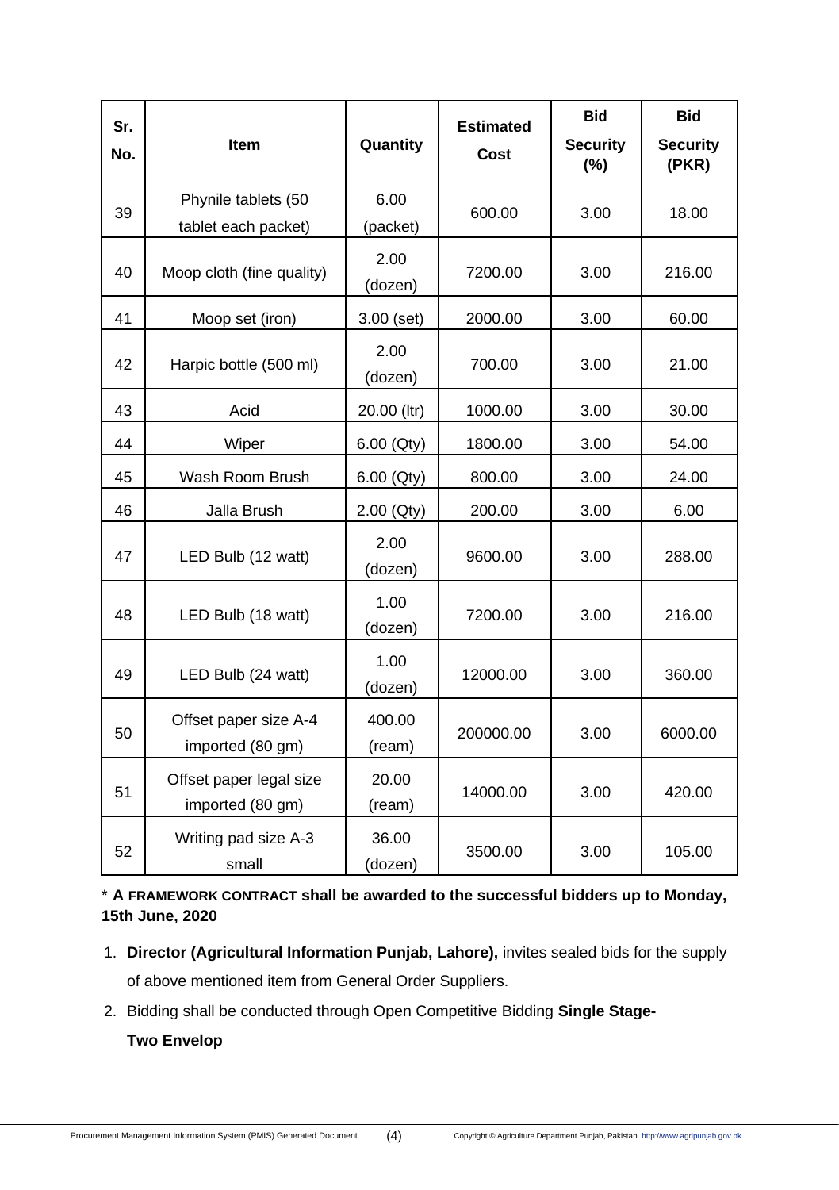| Sr. No. | Item | Quantity | Estimated Cost | Bid Security (%) | Bid Security (PKR) |
|---|---|---|---|---|---|
| 39 | Phynile tablets (50 tablet each packet) | 6.00 (packet) | 600.00 | 3.00 | 18.00 |
| 40 | Moop cloth (fine quality) | 2.00 (dozen) | 7200.00 | 3.00 | 216.00 |
| 41 | Moop set (iron) | 3.00 (set) | 2000.00 | 3.00 | 60.00 |
| 42 | Harpic bottle (500 ml) | 2.00 (dozen) | 700.00 | 3.00 | 21.00 |
| 43 | Acid | 20.00 (ltr) | 1000.00 | 3.00 | 30.00 |
| 44 | Wiper | 6.00 (Qty) | 1800.00 | 3.00 | 54.00 |
| 45 | Wash Room Brush | 6.00 (Qty) | 800.00 | 3.00 | 24.00 |
| 46 | Jalla Brush | 2.00 (Qty) | 200.00 | 3.00 | 6.00 |
| 47 | LED Bulb (12 watt) | 2.00 (dozen) | 9600.00 | 3.00 | 288.00 |
| 48 | LED Bulb (18 watt) | 1.00 (dozen) | 7200.00 | 3.00 | 216.00 |
| 49 | LED Bulb (24 watt) | 1.00 (dozen) | 12000.00 | 3.00 | 360.00 |
| 50 | Offset paper size A-4 imported (80 gm) | 400.00 (ream) | 200000.00 | 3.00 | 6000.00 |
| 51 | Offset paper legal size imported (80 gm) | 20.00 (ream) | 14000.00 | 3.00 | 420.00 |
| 52 | Writing pad size A-3 small | 36.00 (dozen) | 3500.00 | 3.00 | 105.00 |

* **A FRAMEWORK CONTRACT shall be awarded to the successful bidders up to Monday, 15th June, 2020**

1. **Director (Agricultural Information Punjab, Lahore),** invites sealed bids for the supply of above mentioned item from General Order Suppliers.
2. Bidding shall be conducted through Open Competitive Bidding **Single Stage-Two Envelop**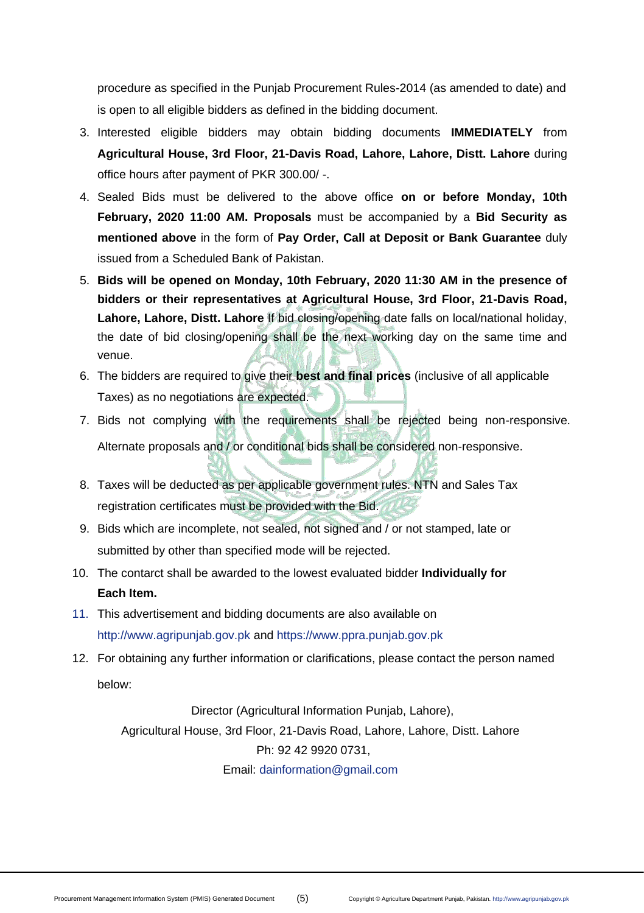procedure as specified in the Punjab Procurement Rules-2014 (as amended to date) and is open to all eligible bidders as defined in the bidding document.

3. Interested eligible bidders may obtain bidding documents **IMMEDIATELY** from **Agricultural House, 3rd Floor, 21-Davis Road, Lahore, Lahore, Distt. Lahore** during office hours after payment of PKR 300.00/ -.
4. Sealed Bids must be delivered to the above office **on or before Monday, 10th February, 2020 11:00 AM. Proposals** must be accompanied by a **Bid Security as mentioned above** in the form of **Pay Order, Call at Deposit or Bank Guarantee** duly issued from a Scheduled Bank of Pakistan.
5. **Bids will be opened on Monday, 10th February, 2020 11:30 AM in the presence of bidders or their representatives at Agricultural House, 3rd Floor, 21-Davis Road, Lahore, Lahore, Distt. Lahore** If bid closing/opening date falls on local/national holiday, the date of bid closing/opening shall be the next working day on the same time and venue.
6. The bidders are required to give their **best and final prices** (inclusive of all applicable Taxes) as no negotiations are expected.
7. Bids not complying with the requirements shall be rejected being non-responsive. Alternate proposals and / or conditional bids shall be considered non-responsive.
8. Taxes will be deducted as per applicable government rules. NTN and Sales Tax registration certificates must be provided with the Bid.
9. Bids which are incomplete, not sealed, not signed and / or not stamped, late or submitted by other than specified mode will be rejected.
10. The contarct shall be awarded to the lowest evaluated bidder **Individually for Each Item.**
11. This advertisement and bidding documents are also available on http://www.agripunjab.gov.pk and https://www.ppra.punjab.gov.pk
12. For obtaining any further information or clarifications, please contact the person named below:

Director (Agricultural Information Punjab, Lahore),
Agricultural House, 3rd Floor, 21-Davis Road, Lahore, Lahore, Distt. Lahore
Ph: 92 42 9920 0731,
Email: dainformation@gmail.com